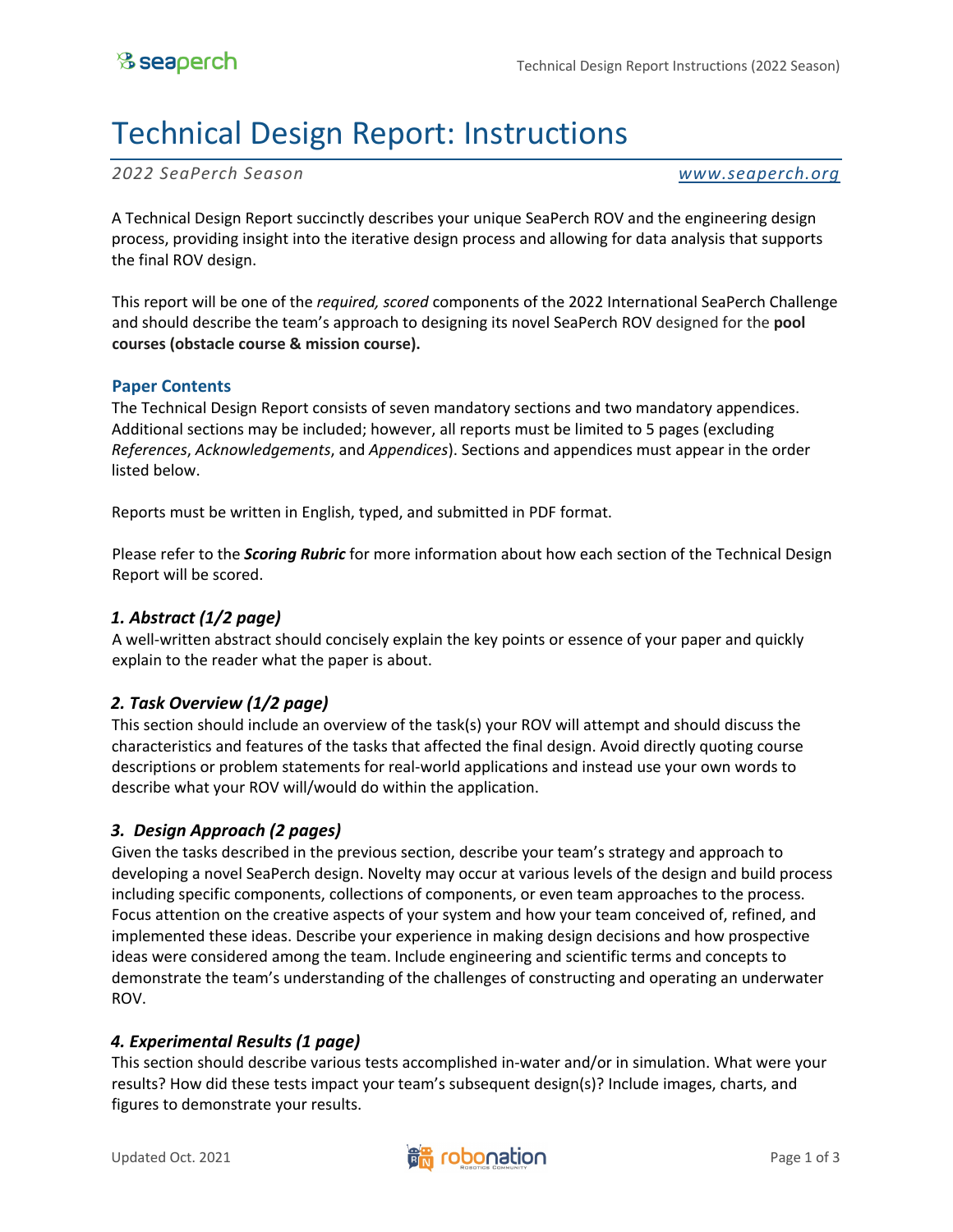# Technical Design Report: Instructions

*2022 SeaPerch Season* *www.seaperch.org*

A Technical Design Report succinctly describes your unique SeaPerch ROV and the engineering design process, providing insight into the iterative design process and allowing for data analysis that supports the final ROV design.

This report will be one of the *required, scored* components of the 2022 International SeaPerch Challenge and should describe the team's approach to designing its novel SeaPerch ROV designed for the **pool courses (obstacle course & mission course).**

## Paper Contents

The Technical Design Report consists of seven mandatory sections and two mandatory appendices. Additional sections may be included; however, all reports must be limited to 5 pages (excluding *References*, *Acknowledgements*, and *Appendices*). Sections and appendices must appear in the order listed below.

Reports must be written in English, typed, and submitted in PDF format.

Please refer to the ***Scoring Rubric*** for more information about how each section of the Technical Design Report will be scored.

### *1. Abstract (1/2 page)*

A well-written abstract should concisely explain the key points or essence of your paper and quickly explain to the reader what the paper is about.

### *2. Task Overview (1/2 page)*

This section should include an overview of the task(s) your ROV will attempt and should discuss the characteristics and features of the tasks that affected the final design. Avoid directly quoting course descriptions or problem statements for real-world applications and instead use your own words to describe what your ROV will/would do within the application.

### *3. Design Approach (2 pages)*

Given the tasks described in the previous section, describe your team's strategy and approach to developing a novel SeaPerch design. Novelty may occur at various levels of the design and build process including specific components, collections of components, or even team approaches to the process. Focus attention on the creative aspects of your system and how your team conceived of, refined, and implemented these ideas. Describe your experience in making design decisions and how prospective ideas were considered among the team. Include engineering and scientific terms and concepts to demonstrate the team's understanding of the challenges of constructing and operating an underwater ROV.

### *4. Experimental Results (1 page)*

This section should describe various tests accomplished in-water and/or in simulation. What were your results? How did these tests impact your team's subsequent design(s)? Include images, charts, and figures to demonstrate your results.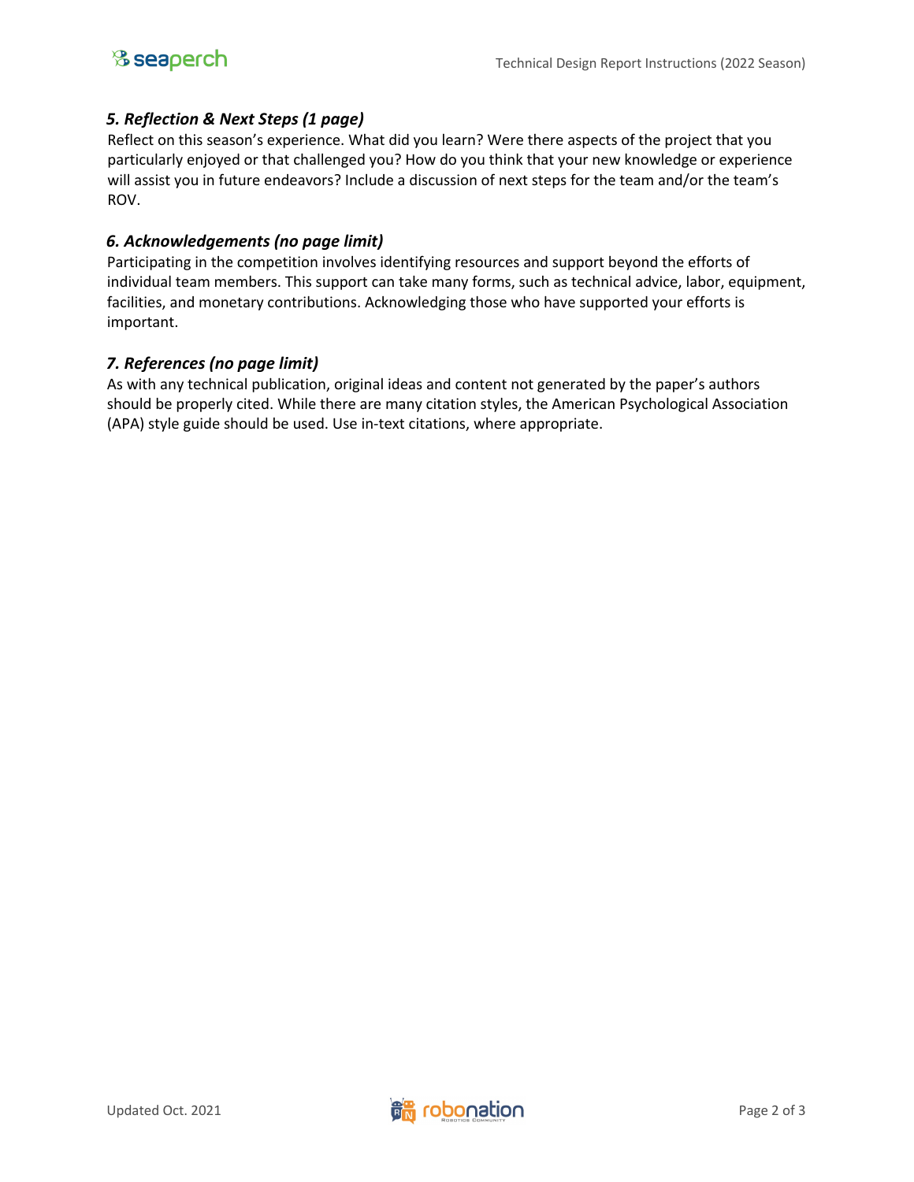### *5. Reflection & Next Steps (1 page)*

Reflect on this season's experience. What did you learn? Were there aspects of the project that you particularly enjoyed or that challenged you? How do you think that your new knowledge or experience will assist you in future endeavors? Include a discussion of next steps for the team and/or the team's ROV.

### *6. Acknowledgements (no page limit)*

Participating in the competition involves identifying resources and support beyond the efforts of individual team members. This support can take many forms, such as technical advice, labor, equipment, facilities, and monetary contributions. Acknowledging those who have supported your efforts is important.

### *7. References (no page limit)*

As with any technical publication, original ideas and content not generated by the paper's authors should be properly cited. While there are many citation styles, the American Psychological Association (APA) style guide should be used. Use in-text citations, where appropriate.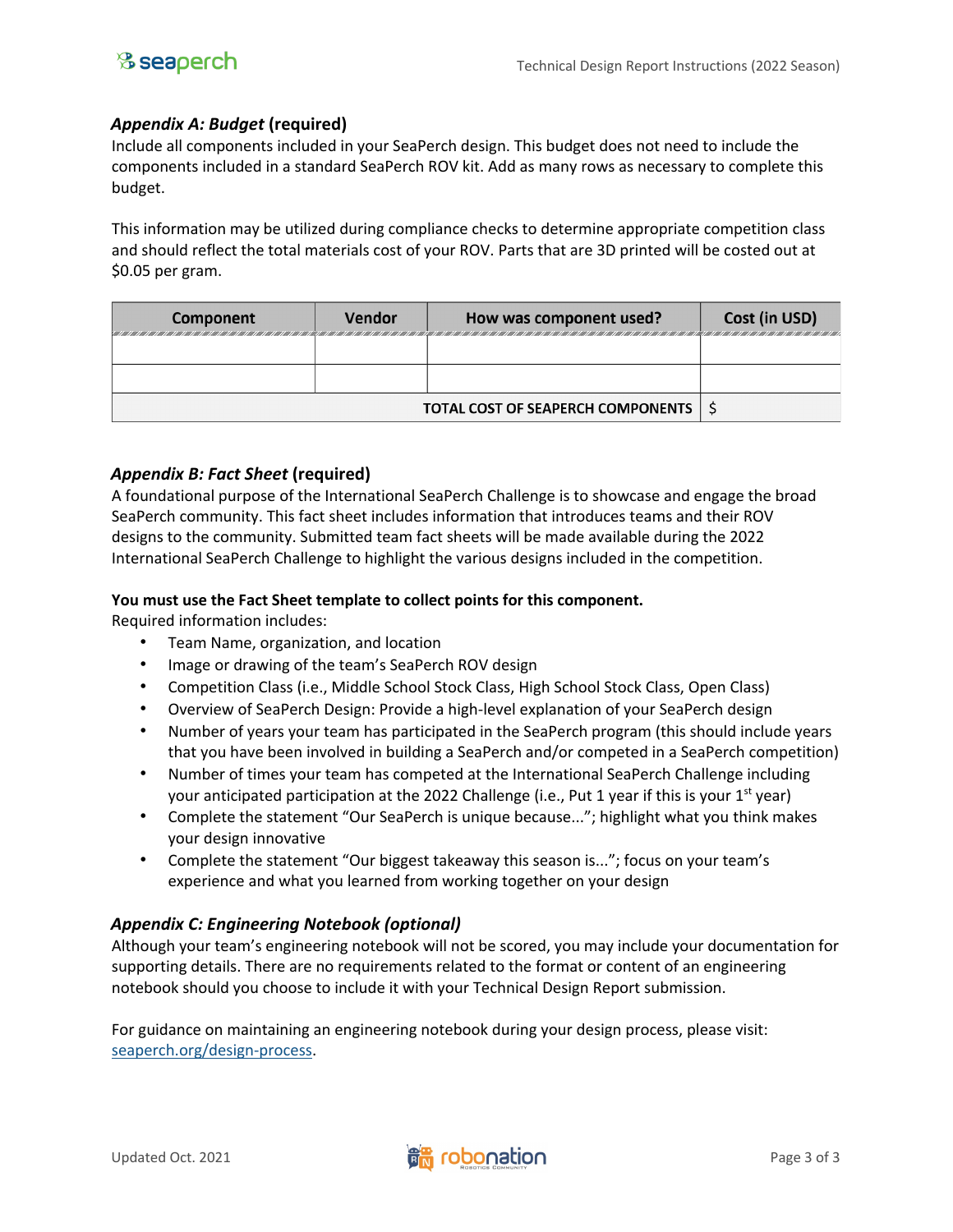### *Appendix A: Budget* (required)

Include all components included in your SeaPerch design. This budget does not need to include the components included in a standard SeaPerch ROV kit. Add as many rows as necessary to complete this budget.

This information may be utilized during compliance checks to determine appropriate competition class and should reflect the total materials cost of your ROV. Parts that are 3D printed will be costed out at $0.05 per gram.

| Component | Vendor | How was component used? | Cost (in USD) |
|---|---|---|---|
| | | | |
| | | | |
| | | TOTAL COST OF SEAPERCH COMPONENTS | $ |

### *Appendix B: Fact Sheet* (required)

A foundational purpose of the International SeaPerch Challenge is to showcase and engage the broad SeaPerch community. This fact sheet includes information that introduces teams and their ROV designs to the community. Submitted team fact sheets will be made available during the 2022 International SeaPerch Challenge to highlight the various designs included in the competition.

**You must use the Fact Sheet template to collect points for this component.**
Required information includes:

- Team Name, organization, and location
- Image or drawing of the team's SeaPerch ROV design
- Competition Class (i.e., Middle School Stock Class, High School Stock Class, Open Class)
- Overview of SeaPerch Design: Provide a high-level explanation of your SeaPerch design
- Number of years your team has participated in the SeaPerch program (this should include years that you have been involved in building a SeaPerch and/or competed in a SeaPerch competition)
- Number of times your team has competed at the International SeaPerch Challenge including your anticipated participation at the 2022 Challenge (i.e., Put 1 year if this is your 1st year)
- Complete the statement "Our SeaPerch is unique because..."; highlight what you think makes your design innovative
- Complete the statement "Our biggest takeaway this season is..."; focus on your team's experience and what you learned from working together on your design

### *Appendix C: Engineering Notebook (optional)*

Although your team's engineering notebook will not be scored, you may include your documentation for supporting details. There are no requirements related to the format or content of an engineering notebook should you choose to include it with your Technical Design Report submission.

For guidance on maintaining an engineering notebook during your design process, please visit: seaperch.org/design-process.